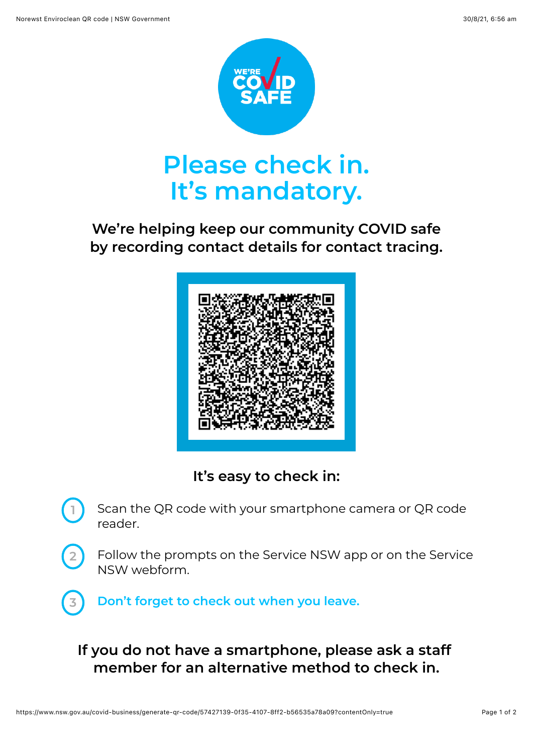WE'RE COVID SAFE

# Please check in. It's mandatory.

**We're helping keep our community COVID safe by recording contact details for contact tracing.**

## It's easy to check in:

1. Scan the QR code with your smartphone camera or QR code reader.
2. Follow the prompts on the Service NSW app or on the Service NSW webform.
3. **Don't forget to check out when you leave.**

**If you do not have a smartphone, please ask a staff member for an alternative method to check in.**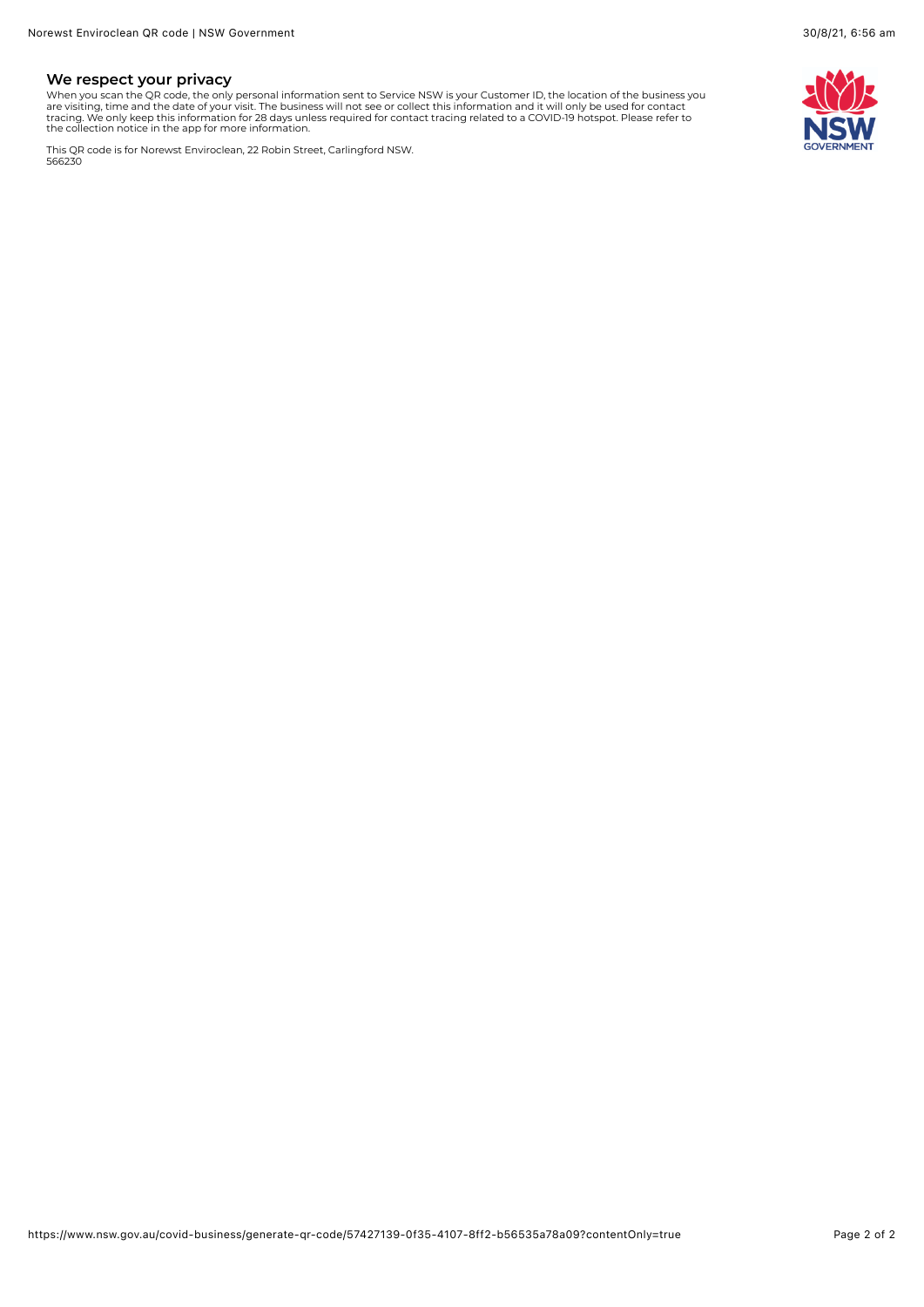## We respect your privacy

When you scan the QR code, the only personal information sent to Service NSW is your Customer ID, the location of the business you are visiting, time and the date of your visit. The business will not see or collect this information and it will only be used for contact tracing. We only keep this information for 28 days unless required for contact tracing related to a COVID-19 hotspot. Please refer to the collection notice in the app for more information.

This QR code is for Norewst Enviroclean, 22 Robin Street, Carlingford NSW.
566230